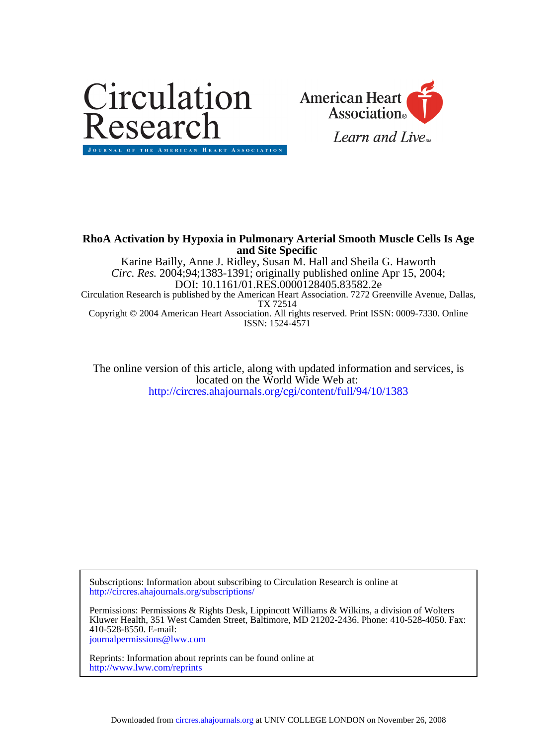Circulation Research

JOURNAL OF THE AMERICAN HEART ASSOCIATION

American Heart Association®

*Learn and Live*℠

**RhoA Activation by Hypoxia in Pulmonary Arterial Smooth Muscle Cells Is Age and Site Specific**

Karine Bailly, Anne J. Ridley, Susan M. Hall and Sheila G. Haworth

*Circ. Res.* 2004;94;1383-1391; originally published online Apr 15, 2004;

DOI: 10.1161/01.RES.0000128405.83582.2e

Circulation Research is published by the American Heart Association. 7272 Greenville Avenue, Dallas, TX 72514

Copyright © 2004 American Heart Association. All rights reserved. Print ISSN: 0009-7330. Online ISSN: 1524-4571

The online version of this article, along with updated information and services, is located on the World Wide Web at:

http://circres.ahajournals.org/cgi/content/full/94/10/1383

Subscriptions: Information about subscribing to Circulation Research is online at
http://circres.ahajournals.org/subscriptions/

Permissions: Permissions & Rights Desk, Lippincott Williams & Wilkins, a division of Wolters Kluwer Health, 351 West Camden Street, Baltimore, MD 21202-2436. Phone: 410-528-4050. Fax: 410-528-8550. E-mail:
journalpermissions@lww.com

Reprints: Information about reprints can be found online at
http://www.lww.com/reprints

Downloaded from circres.ahajournals.org at UNIV COLLEGE LONDON on November 26, 2008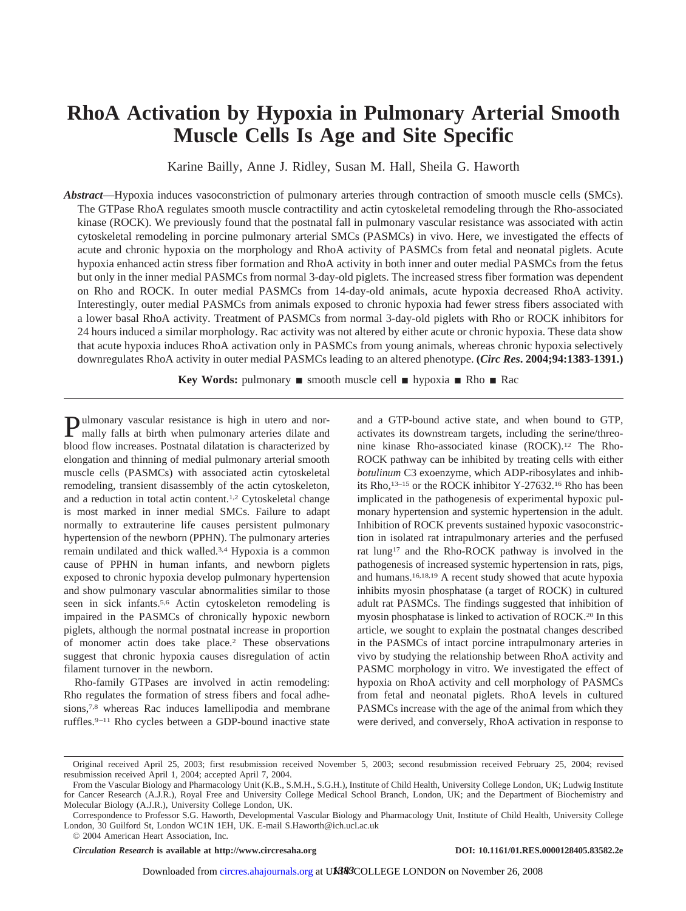# RhoA Activation by Hypoxia in Pulmonary Arterial Smooth Muscle Cells Is Age and Site Specific

Karine Bailly, Anne J. Ridley, Susan M. Hall, Sheila G. Haworth

***Abstract*****—**Hypoxia induces vasoconstriction of pulmonary arteries through contraction of smooth muscle cells (SMCs). The GTPase RhoA regulates smooth muscle contractility and actin cytoskeletal remodeling through the Rho-associated kinase (ROCK). We previously found that the postnatal fall in pulmonary vascular resistance was associated with actin cytoskeletal remodeling in porcine pulmonary arterial SMCs (PASMCs) in vivo. Here, we investigated the effects of acute and chronic hypoxia on the morphology and RhoA activity of PASMCs from fetal and neonatal piglets. Acute hypoxia enhanced actin stress fiber formation and RhoA activity in both inner and outer medial PASMCs from the fetus but only in the inner medial PASMCs from normal 3-day-old piglets. The increased stress fiber formation was dependent on Rho and ROCK. In outer medial PASMCs from 14-day-old animals, acute hypoxia decreased RhoA activity. Interestingly, outer medial PASMCs from animals exposed to chronic hypoxia had fewer stress fibers associated with a lower basal RhoA activity. Treatment of PASMCs from normal 3-day-old piglets with Rho or ROCK inhibitors for 24 hours induced a similar morphology. Rac activity was not altered by either acute or chronic hypoxia. These data show that acute hypoxia induces RhoA activation only in PASMCs from young animals, whereas chronic hypoxia selectively downregulates RhoA activity in outer medial PASMCs leading to an altered phenotype. **(*Circ Res*. 2004;94:1383-1391.)**

**Key Words:** pulmonary ■ smooth muscle cell ■ hypoxia ■ Rho ■ Rac

Pulmonary vascular resistance is high in utero and normally falls at birth when pulmonary arteries dilate and blood flow increases. Postnatal dilatation is characterized by elongation and thinning of medial pulmonary arterial smooth muscle cells (PASMCs) with associated actin cytoskeletal remodeling, transient disassembly of the actin cytoskeleton, and a reduction in total actin content.[1,2] Cytoskeletal change is most marked in inner medial SMCs. Failure to adapt normally to extrauterine life causes persistent pulmonary hypertension of the newborn (PPHN). The pulmonary arteries remain undilated and thick walled.[3,4] Hypoxia is a common cause of PPHN in human infants, and newborn piglets exposed to chronic hypoxia develop pulmonary hypertension and show pulmonary vascular abnormalities similar to those seen in sick infants.[5,6] Actin cytoskeleton remodeling is impaired in the PASMCs of chronically hypoxic newborn piglets, although the normal postnatal increase in proportion of monomer actin does take place.[2] These observations suggest that chronic hypoxia causes disregulation of actin filament turnover in the newborn.

Rho-family GTPases are involved in actin remodeling: Rho regulates the formation of stress fibers and focal adhesions,[7,8] whereas Rac induces lamellipodia and membrane ruffles.[9–11] Rho cycles between a GDP-bound inactive state and a GTP-bound active state, and when bound to GTP, activates its downstream targets, including the serine/threonine kinase Rho-associated kinase (ROCK).[12] The Rho-ROCK pathway can be inhibited by treating cells with either *botulinum* C3 exoenzyme, which ADP-ribosylates and inhibits Rho,[13–15] or the ROCK inhibitor Y-27632.[16] Rho has been implicated in the pathogenesis of experimental hypoxic pulmonary hypertension and systemic hypertension in the adult. Inhibition of ROCK prevents sustained hypoxic vasoconstriction in isolated rat intrapulmonary arteries and the perfused rat lung[17] and the Rho-ROCK pathway is involved in the pathogenesis of increased systemic hypertension in rats, pigs, and humans.[16,18,19] A recent study showed that acute hypoxia inhibits myosin phosphatase (a target of ROCK) in cultured adult rat PASMCs. The findings suggested that inhibition of myosin phosphatase is linked to activation of ROCK.[20] In this article, we sought to explain the postnatal changes described in the PASMCs of intact porcine intrapulmonary arteries in vivo by studying the relationship between RhoA activity and PASMC morphology in vitro. We investigated the effect of hypoxia on RhoA activity and cell morphology of PASMCs from fetal and neonatal piglets. RhoA levels in cultured PASMCs increase with the age of the animal from which they were derived, and conversely, RhoA activation in response to

Original received April 25, 2003; first resubmission received November 5, 2003; second resubmission received February 25, 2004; revised resubmission received April 1, 2004; accepted April 7, 2004.

From the Vascular Biology and Pharmacology Unit (K.B., S.M.H., S.G.H.), Institute of Child Health, University College London, UK; Ludwig Institute for Cancer Research (A.J.R.), Royal Free and University College Medical School Branch, London, UK; and the Department of Biochemistry and Molecular Biology (A.J.R.), University College London, UK.

Correspondence to Professor S.G. Haworth, Developmental Vascular Biology and Pharmacology Unit, Institute of Child Health, University College London, 30 Guilford St, London WC1N 1EH, UK. E-mail S.Haworth@ich.ucl.ac.uk

© 2004 American Heart Association, Inc.

*Circulation Research* **is available at http://www.circresaha.org** **DOI: 10.1161/01.RES.0000128405.83582.2e**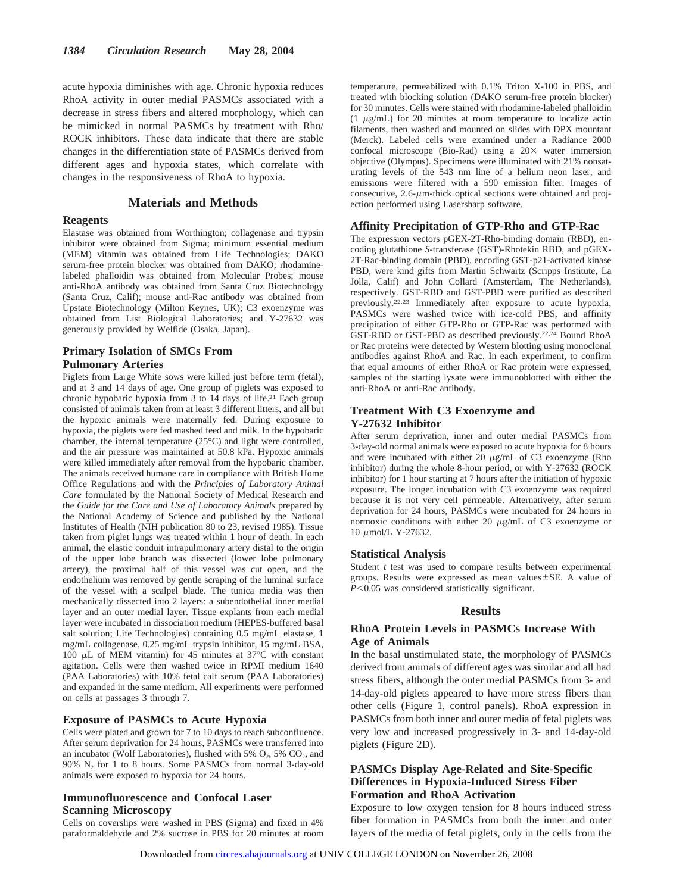acute hypoxia diminishes with age. Chronic hypoxia reduces RhoA activity in outer medial PASMCs associated with a decrease in stress fibers and altered morphology, which can be mimicked in normal PASMCs by treatment with Rho/ROCK inhibitors. These data indicate that there are stable changes in the differentiation state of PASMCs derived from different ages and hypoxia states, which correlate with changes in the responsiveness of RhoA to hypoxia.

## Materials and Methods

### Reagents

Elastase was obtained from Worthington; collagenase and trypsin inhibitor were obtained from Sigma; minimum essential medium (MEM) vitamin was obtained from Life Technologies; DAKO serum-free protein blocker was obtained from DAKO; rhodamine-labeled phalloidin was obtained from Molecular Probes; mouse anti-RhoA antibody was obtained from Santa Cruz Biotechnology (Santa Cruz, Calif); mouse anti-Rac antibody was obtained from Upstate Biotechnology (Milton Keynes, UK); C3 exoenzyme was obtained from List Biological Laboratories; and Y-27632 was generously provided by Welfide (Osaka, Japan).

### Primary Isolation of SMCs From Pulmonary Arteries

Piglets from Large White sows were killed just before term (fetal), and at 3 and 14 days of age. One group of piglets was exposed to chronic hypobaric hypoxia from 3 to 14 days of life.[21] Each group consisted of animals taken from at least 3 different litters, and all but the hypoxic animals were maternally fed. During exposure to hypoxia, the piglets were fed mashed feed and milk. In the hypobaric chamber, the internal temperature (25°C) and light were controlled, and the air pressure was maintained at 50.8 kPa. Hypoxic animals were killed immediately after removal from the hypobaric chamber. The animals received humane care in compliance with British Home Office Regulations and with the *Principles of Laboratory Animal Care* formulated by the National Society of Medical Research and the *Guide for the Care and Use of Laboratory Animals* prepared by the National Academy of Science and published by the National Institutes of Health (NIH publication 80 to 23, revised 1985). Tissue taken from piglet lungs was treated within 1 hour of death. In each animal, the elastic conduit intrapulmonary artery distal to the origin of the upper lobe branch was dissected (lower lobe pulmonary artery), the proximal half of this vessel was cut open, and the endothelium was removed by gentle scraping of the luminal surface of the vessel with a scalpel blade. The tunica media was then mechanically dissected into 2 layers: a subendothelial inner medial layer and an outer medial layer. Tissue explants from each medial layer were incubated in dissociation medium (HEPES-buffered basal salt solution; Life Technologies) containing 0.5 mg/mL elastase, 1 mg/mL collagenase, 0.25 mg/mL trypsin inhibitor, 15 mg/mL BSA, 100 $\mu$L of MEM vitamin) for 45 minutes at 37°C with constant agitation. Cells were then washed twice in RPMI medium 1640 (PAA Laboratories) with 10% fetal calf serum (PAA Laboratories) and expanded in the same medium. All experiments were performed on cells at passages 3 through 7.

### Exposure of PASMCs to Acute Hypoxia

Cells were plated and grown for 7 to 10 days to reach subconfluence. After serum deprivation for 24 hours, PASMCs were transferred into an incubator (Wolf Laboratories), flushed with 5% $O_2$, 5% $CO_2$, and 90% $N_2$ for 1 to 8 hours. Some PASMCs from normal 3-day-old animals were exposed to hypoxia for 24 hours.

### Immunofluorescence and Confocal Laser Scanning Microscopy

Cells on coverslips were washed in PBS (Sigma) and fixed in 4% paraformaldehyde and 2% sucrose in PBS for 20 minutes at room temperature, permeabilized with 0.1% Triton X-100 in PBS, and treated with blocking solution (DAKO serum-free protein blocker) for 30 minutes. Cells were stained with rhodamine-labeled phalloidin (1 $\mu$g/mL) for 20 minutes at room temperature to localize actin filaments, then washed and mounted on slides with DPX mountant (Merck). Labeled cells were examined under a Radiance 2000 confocal microscope (Bio-Rad) using a 20× water immersion objective (Olympus). Specimens were illuminated with 21% nonsaturating levels of the 543 nm line of a helium neon laser, and emissions were filtered with a 590 emission filter. Images of consecutive, 2.6-$\mu$m-thick optical sections were obtained and projection performed using Lasersharp software.

### Affinity Precipitation of GTP-Rho and GTP-Rac

The expression vectors pGEX-2T-Rho-binding domain (RBD), encoding glutathione *S*-transferase (GST)-Rhotekin RBD, and pGEX-2T-Rac-binding domain (PBD), encoding GST-p21-activated kinase PBD, were kind gifts from Martin Schwartz (Scripps Institute, La Jolla, Calif) and John Collard (Amsterdam, The Netherlands), respectively. GST-RBD and GST-PBD were purified as described previously.[22,23] Immediately after exposure to acute hypoxia, PASMCs were washed twice with ice-cold PBS, and affinity precipitation of either GTP-Rho or GTP-Rac was performed with GST-RBD or GST-PBD as described previously.[22,24] Bound RhoA or Rac proteins were detected by Western blotting using monoclonal antibodies against RhoA and Rac. In each experiment, to confirm that equal amounts of either RhoA or Rac protein were expressed, samples of the starting lysate were immunoblotted with either the anti-RhoA or anti-Rac antibody.

### Treatment With C3 Exoenzyme and Y-27632 Inhibitor

After serum deprivation, inner and outer medial PASMCs from 3-day-old normal animals were exposed to acute hypoxia for 8 hours and were incubated with either 20 $\mu$g/mL of C3 exoenzyme (Rho inhibitor) during the whole 8-hour period, or with Y-27632 (ROCK inhibitor) for 1 hour starting at 7 hours after the initiation of hypoxic exposure. The longer incubation with C3 exoenzyme was required because it is not very cell permeable. Alternatively, after serum deprivation for 24 hours, PASMCs were incubated for 24 hours in normoxic conditions with either 20 $\mu$g/mL of C3 exoenzyme or 10 $\mu$mol/L Y-27632.

### Statistical Analysis

Student *t* test was used to compare results between experimental groups. Results were expressed as mean values±SE. A value of $P<0.05$ was considered statistically significant.

## Results

### RhoA Protein Levels in PASMCs Increase With Age of Animals

In the basal unstimulated state, the morphology of PASMCs derived from animals of different ages was similar and all had stress fibers, although the outer medial PASMCs from 3- and 14-day-old piglets appeared to have more stress fibers than other cells (Figure 1, control panels). RhoA expression in PASMCs from both inner and outer media of fetal piglets was very low and increased progressively in 3- and 14-day-old piglets (Figure 2D).

### PASMCs Display Age-Related and Site-Specific Differences in Hypoxia-Induced Stress Fiber Formation and RhoA Activation

Exposure to low oxygen tension for 8 hours induced stress fiber formation in PASMCs from both the inner and outer layers of the media of fetal piglets, only in the cells from the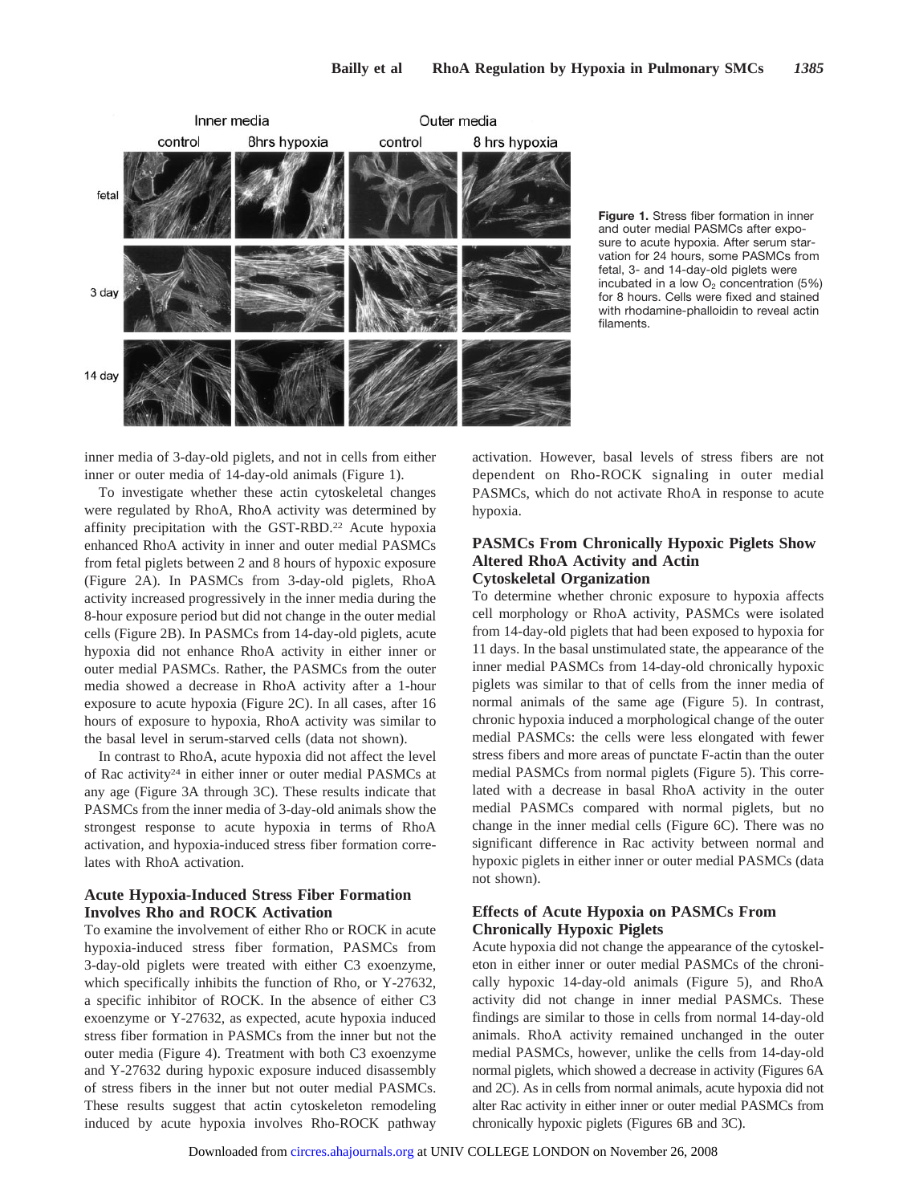Figure 1. Stress fiber formation in inner and outer medial PASMCs after exposure to acute hypoxia. After serum starvation for 24 hours, some PASMCs from fetal, 3- and 14-day-old piglets were incubated in a low $O_2$ concentration (5%) for 8 hours. Cells were fixed and stained with rhodamine-phalloidin to reveal actin filaments.

inner media of 3-day-old piglets, and not in cells from either inner or outer media of 14-day-old animals (Figure 1).

To investigate whether these actin cytoskeletal changes were regulated by RhoA, RhoA activity was determined by affinity precipitation with the GST-RBD.[22] Acute hypoxia enhanced RhoA activity in inner and outer medial PASMCs from fetal piglets between 2 and 8 hours of hypoxic exposure (Figure 2A). In PASMCs from 3-day-old piglets, RhoA activity increased progressively in the inner media during the 8-hour exposure period but did not change in the outer medial cells (Figure 2B). In PASMCs from 14-day-old piglets, acute hypoxia did not enhance RhoA activity in either inner or outer medial PASMCs. Rather, the PASMCs from the outer media showed a decrease in RhoA activity after a 1-hour exposure to acute hypoxia (Figure 2C). In all cases, after 16 hours of exposure to hypoxia, RhoA activity was similar to the basal level in serum-starved cells (data not shown).

In contrast to RhoA, acute hypoxia did not affect the level of Rac activity[24] in either inner or outer medial PASMCs at any age (Figure 3A through 3C). These results indicate that PASMCs from the inner media of 3-day-old animals show the strongest response to acute hypoxia in terms of RhoA activation, and hypoxia-induced stress fiber formation correlates with RhoA activation.

### Acute Hypoxia-Induced Stress Fiber Formation Involves Rho and ROCK Activation

To examine the involvement of either Rho or ROCK in acute hypoxia-induced stress fiber formation, PASMCs from 3-day-old piglets were treated with either C3 exoenzyme, which specifically inhibits the function of Rho, or Y-27632, a specific inhibitor of ROCK. In the absence of either C3 exoenzyme or Y-27632, as expected, acute hypoxia induced stress fiber formation in PASMCs from the inner but not the outer media (Figure 4). Treatment with both C3 exoenzyme and Y-27632 during hypoxic exposure induced disassembly of stress fibers in the inner but not outer medial PASMCs. These results suggest that actin cytoskeleton remodeling induced by acute hypoxia involves Rho-ROCK pathway activation. However, basal levels of stress fibers are not dependent on Rho-ROCK signaling in outer medial PASMCs, which do not activate RhoA in response to acute hypoxia.

### PASMCs From Chronically Hypoxic Piglets Show Altered RhoA Activity and Actin Cytoskeletal Organization

To determine whether chronic exposure to hypoxia affects cell morphology or RhoA activity, PASMCs were isolated from 14-day-old piglets that had been exposed to hypoxia for 11 days. In the basal unstimulated state, the appearance of the inner medial PASMCs from 14-day-old chronically hypoxic piglets was similar to that of cells from the inner media of normal animals of the same age (Figure 5). In contrast, chronic hypoxia induced a morphological change of the outer medial PASMCs: the cells were less elongated with fewer stress fibers and more areas of punctate F-actin than the outer medial PASMCs from normal piglets (Figure 5). This correlated with a decrease in basal RhoA activity in the outer medial PASMCs compared with normal piglets, but no change in the inner medial cells (Figure 6C). There was no significant difference in Rac activity between normal and hypoxic piglets in either inner or outer medial PASMCs (data not shown).

### Effects of Acute Hypoxia on PASMCs From Chronically Hypoxic Piglets

Acute hypoxia did not change the appearance of the cytoskeleton in either inner or outer medial PASMCs of the chronically hypoxic 14-day-old animals (Figure 5), and RhoA activity did not change in inner medial PASMCs. These findings are similar to those in cells from normal 14-day-old animals. RhoA activity remained unchanged in the outer medial PASMCs, however, unlike the cells from 14-day-old normal piglets, which showed a decrease in activity (Figures 6A and 2C). As in cells from normal animals, acute hypoxia did not alter Rac activity in either inner or outer medial PASMCs from chronically hypoxic piglets (Figures 6B and 3C).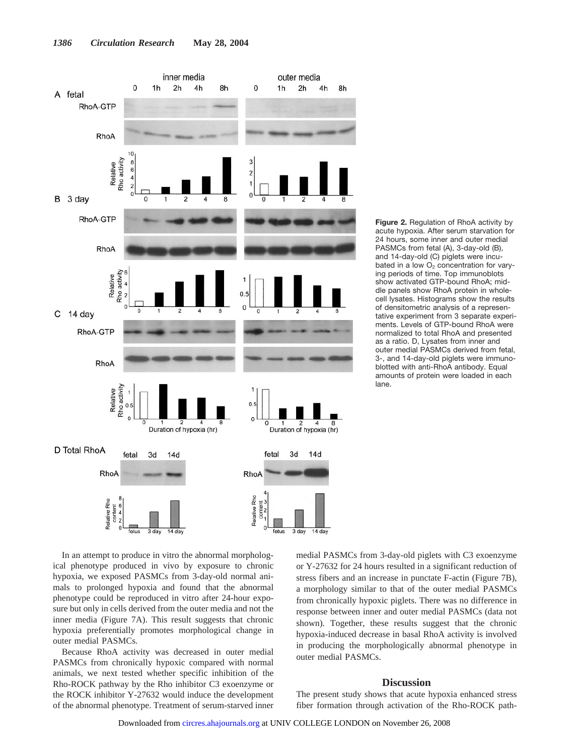**Figure 2.** Regulation of RhoA activity by acute hypoxia. After serum starvation for 24 hours, some inner and outer medial PASMCs from fetal (A), 3-day-old (B), and 14-day-old (C) piglets were incubated in a low $O_2$ concentration for varying periods of time. Top immunoblots show activated GTP-bound RhoA; middle panels show RhoA protein in whole-cell lysates. Histograms show the results of densitometric analysis of a representative experiment from 3 separate experiments. Levels of GTP-bound RhoA were normalized to total RhoA and presented as a ratio. D, Lysates from inner and outer medial PASMCs derived from fetal, 3-, and 14-day-old piglets were immunoblotted with anti-RhoA antibody. Equal amounts of protein were loaded in each lane.

In an attempt to produce in vitro the abnormal morphological phenotype produced in vivo by exposure to chronic hypoxia, we exposed PASMCs from 3-day-old normal animals to prolonged hypoxia and found that the abnormal phenotype could be reproduced in vitro after 24-hour exposure but only in cells derived from the outer media and not the inner media (Figure 7A). This result suggests that chronic hypoxia preferentially promotes morphological change in outer medial PASMCs.

Because RhoA activity was decreased in outer medial PASMCs from chronically hypoxic compared with normal animals, we next tested whether specific inhibition of the Rho-ROCK pathway by the Rho inhibitor C3 exoenzyme or the ROCK inhibitor Y-27632 would induce the development of the abnormal phenotype. Treatment of serum-starved inner medial PASMCs from 3-day-old piglets with C3 exoenzyme or Y-27632 for 24 hours resulted in a significant reduction of stress fibers and an increase in punctate F-actin (Figure 7B), a morphology similar to that of the outer medial PASMCs from chronically hypoxic piglets. There was no difference in response between inner and outer medial PASMCs (data not shown). Together, these results suggest that the chronic hypoxia-induced decrease in basal RhoA activity is involved in producing the morphologically abnormal phenotype in outer medial PASMCs.

## Discussion

The present study shows that acute hypoxia enhanced stress fiber formation through activation of the Rho-ROCK path-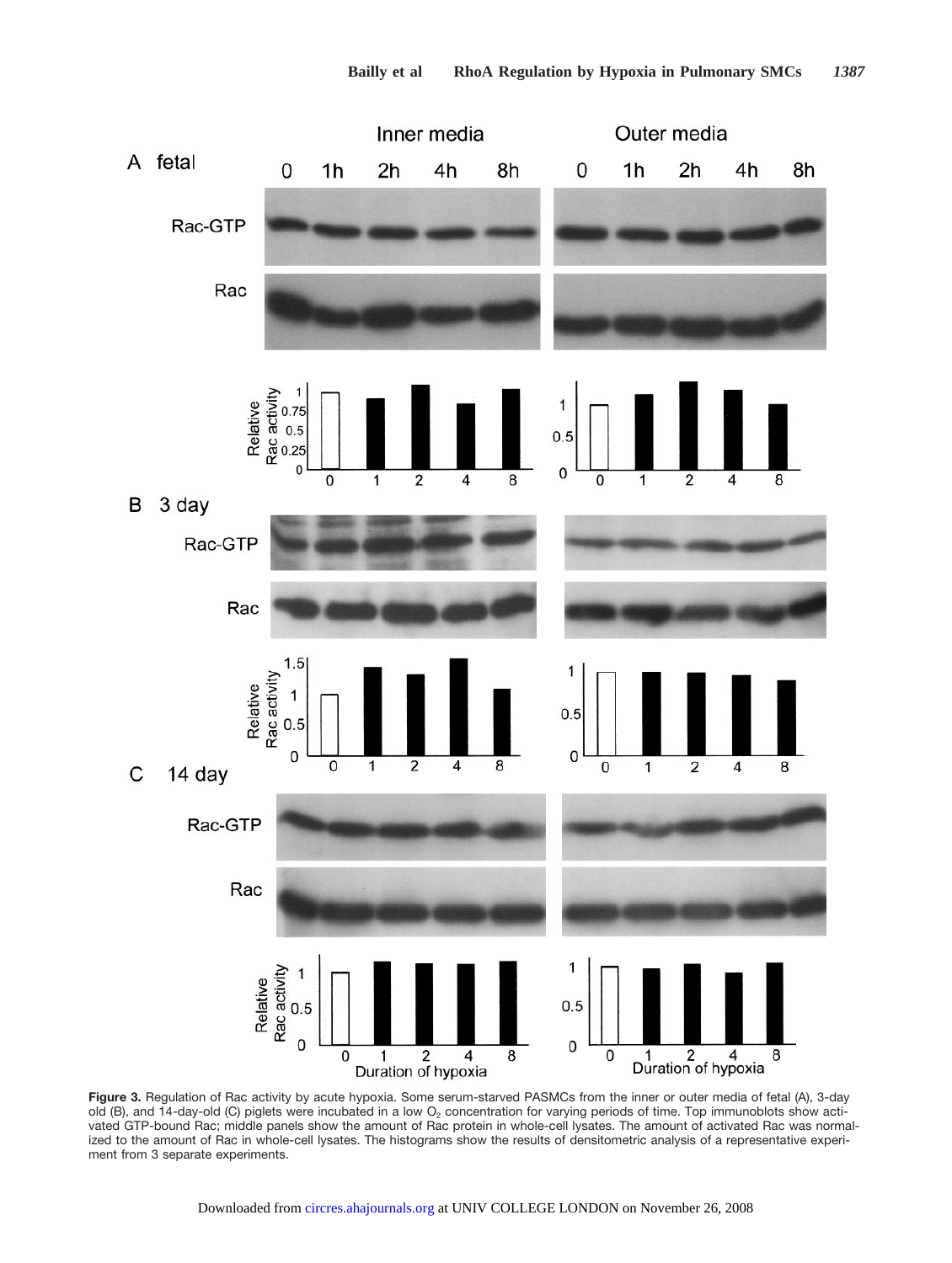**Figure 3.** Regulation of Rac activity by acute hypoxia. Some serum-starved PASMCs from the inner or outer media of fetal (A), 3-day old (B), and 14-day-old (C) piglets were incubated in a low $O_2$ concentration for varying periods of time. Top immunoblots show activated GTP-bound Rac; middle panels show the amount of Rac protein in whole-cell lysates. The amount of activated Rac was normalized to the amount of Rac in whole-cell lysates. The histograms show the results of densitometric analysis of a representative experiment from 3 separate experiments.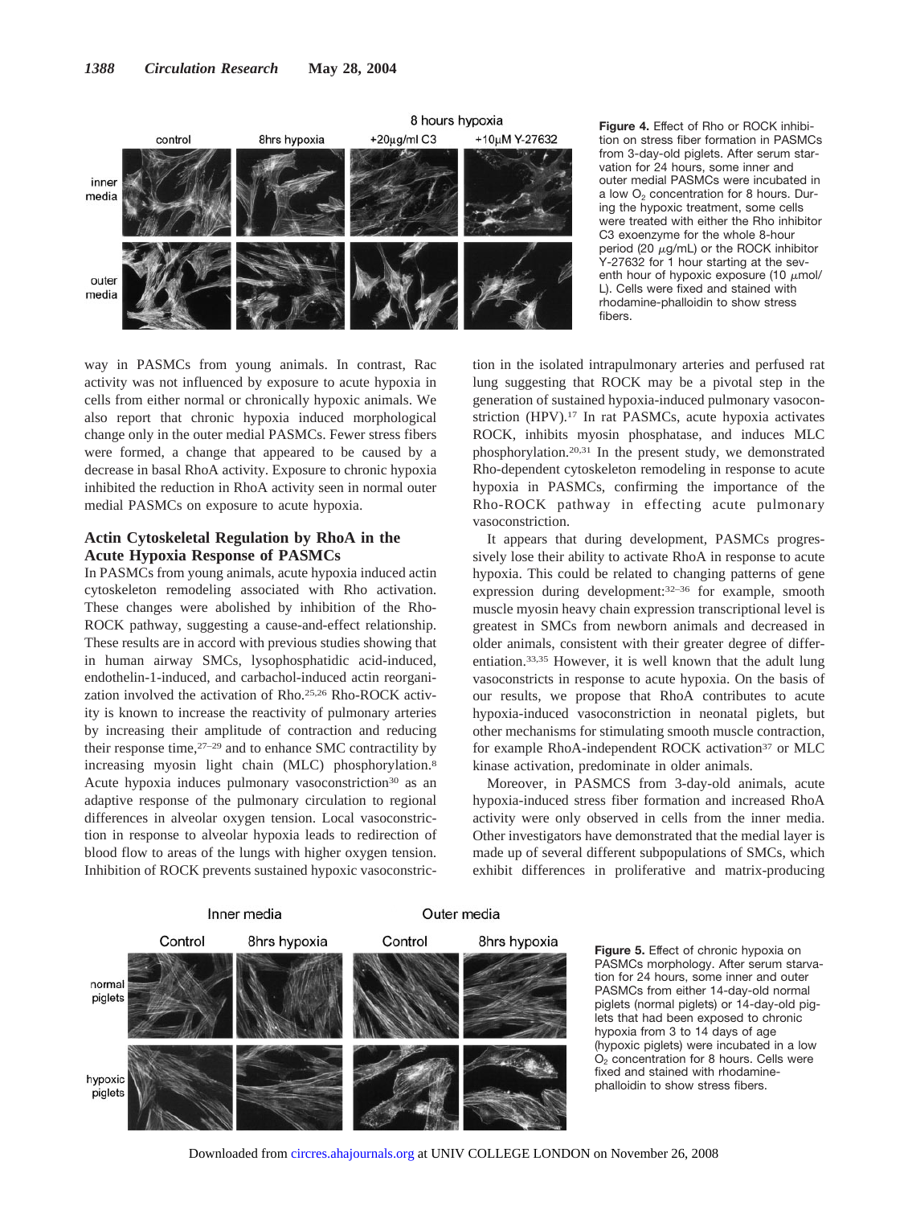8 hours hypoxia

**Figure 4.** Effect of Rho or ROCK inhibition on stress fiber formation in PASMCs from 3-day-old piglets. After serum starvation for 24 hours, some inner and outer medial PASMCs were incubated in a low $O_2$ concentration for 8 hours. During the hypoxic treatment, some cells were treated with either the Rho inhibitor C3 exoenzyme for the whole 8-hour period (20 $\mu$g/mL) or the ROCK inhibitor Y-27632 for 1 hour starting at the seventh hour of hypoxic exposure (10 $\mu$mol/L). Cells were fixed and stained with rhodamine-phalloidin to show stress fibers.

way in PASMCs from young animals. In contrast, Rac activity was not influenced by exposure to acute hypoxia in cells from either normal or chronically hypoxic animals. We also report that chronic hypoxia induced morphological change only in the outer medial PASMCs. Fewer stress fibers were formed, a change that appeared to be caused by a decrease in basal RhoA activity. Exposure to chronic hypoxia inhibited the reduction in RhoA activity seen in normal outer medial PASMCs on exposure to acute hypoxia.

### Actin Cytoskeletal Regulation by RhoA in the Acute Hypoxia Response of PASMCs

In PASMCs from young animals, acute hypoxia induced actin cytoskeleton remodeling associated with Rho activation. These changes were abolished by inhibition of the Rho-ROCK pathway, suggesting a cause-and-effect relationship. These results are in accord with previous studies showing that in human airway SMCs, lysophosphatidic acid-induced, endothelin-1-induced, and carbachol-induced actin reorganization involved the activation of Rho.[25,26] Rho-ROCK activity is known to increase the reactivity of pulmonary arteries by increasing their amplitude of contraction and reducing their response time,[27–29] and to enhance SMC contractility by increasing myosin light chain (MLC) phosphorylation.[8] Acute hypoxia induces pulmonary vasoconstriction[30] as an adaptive response of the pulmonary circulation to regional differences in alveolar oxygen tension. Local vasoconstriction in response to alveolar hypoxia leads to redirection of blood flow to areas of the lungs with higher oxygen tension. Inhibition of ROCK prevents sustained hypoxic vasoconstriction in the isolated intrapulmonary arteries and perfused rat lung suggesting that ROCK may be a pivotal step in the generation of sustained hypoxia-induced pulmonary vasoconstriction (HPV).[17] In rat PASMCs, acute hypoxia activates ROCK, inhibits myosin phosphatase, and induces MLC phosphorylation.[20,31] In the present study, we demonstrated Rho-dependent cytoskeleton remodeling in response to acute hypoxia in PASMCs, confirming the importance of the Rho-ROCK pathway in effecting acute pulmonary vasoconstriction.

It appears that during development, PASMCs progressively lose their ability to activate RhoA in response to acute hypoxia. This could be related to changing patterns of gene expression during development:[32–36] for example, smooth muscle myosin heavy chain expression transcriptional level is greatest in SMCs from newborn animals and decreased in older animals, consistent with their greater degree of differentiation.[33,35] However, it is well known that the adult lung vasoconstricts in response to acute hypoxia. On the basis of our results, we propose that RhoA contributes to acute hypoxia-induced vasoconstriction in neonatal piglets, but other mechanisms for stimulating smooth muscle contraction, for example RhoA-independent ROCK activation[37] or MLC kinase activation, predominate in older animals.

Moreover, in PASMCS from 3-day-old animals, acute hypoxia-induced stress fiber formation and increased RhoA activity were only observed in cells from the inner media. Other investigators have demonstrated that the medial layer is made up of several different subpopulations of SMCs, which exhibit differences in proliferative and matrix-producing

**Figure 5.** Effect of chronic hypoxia on PASMCs morphology. After serum starvation for 24 hours, some inner and outer PASMCs from either 14-day-old normal piglets (normal piglets) or 14-day-old piglets that had been exposed to chronic hypoxia from 3 to 14 days of age (hypoxic piglets) were incubated in a low $O_2$ concentration for 8 hours. Cells were fixed and stained with rhodamine-phalloidin to show stress fibers.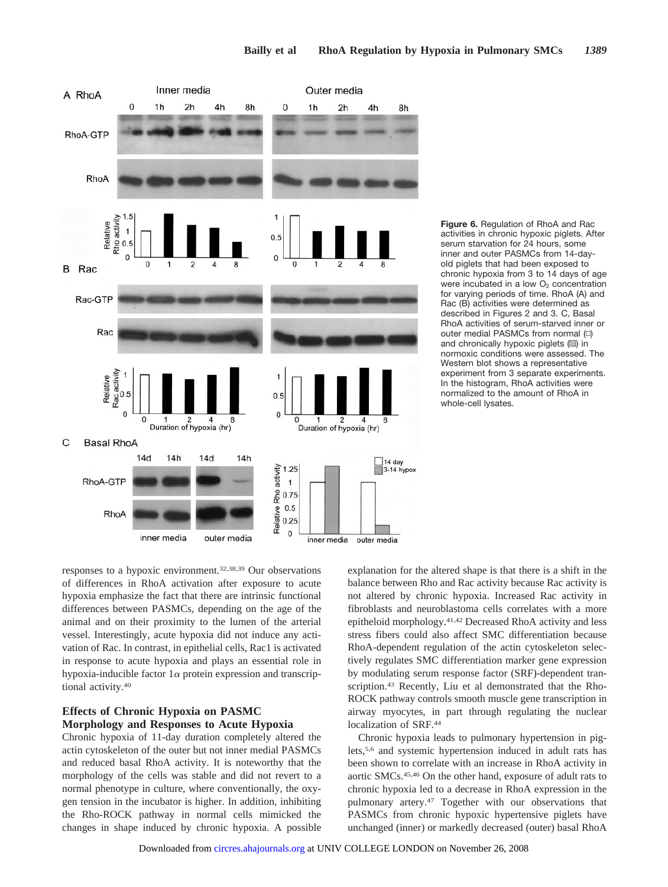**Figure 6.** Regulation of RhoA and Rac activities in chronic hypoxic piglets. After serum starvation for 24 hours, some inner and outer PASMCs from 14-day-old piglets that had been exposed to chronic hypoxia from 3 to 14 days of age were incubated in a low $O_2$ concentration for varying periods of time. RhoA (A) and Rac (B) activities were determined as described in Figures 2 and 3. C, Basal RhoA activities of serum-starved inner or outer medial PASMCs from normal (□) and chronically hypoxic piglets (▨) in normoxic conditions were assessed. The Western blot shows a representative experiment from 3 separate experiments. In the histogram, RhoA activities were normalized to the amount of RhoA in whole-cell lysates.

responses to a hypoxic environment.[32,38,39] Our observations of differences in RhoA activation after exposure to acute hypoxia emphasize the fact that there are intrinsic functional differences between PASMCs, depending on the age of the animal and on their proximity to the lumen of the arterial vessel. Interestingly, acute hypoxia did not induce any activation of Rac. In contrast, in epithelial cells, Rac1 is activated in response to acute hypoxia and plays an essential role in hypoxia-inducible factor 1α protein expression and transcriptional activity.[40]

### Effects of Chronic Hypoxia on PASMC Morphology and Responses to Acute Hypoxia

Chronic hypoxia of 11-day duration completely altered the actin cytoskeleton of the outer but not inner medial PASMCs and reduced basal RhoA activity. It is noteworthy that the morphology of the cells was stable and did not revert to a normal phenotype in culture, where conventionally, the oxygen tension in the incubator is higher. In addition, inhibiting the Rho-ROCK pathway in normal cells mimicked the changes in shape induced by chronic hypoxia. A possible explanation for the altered shape is that there is a shift in the balance between Rho and Rac activity because Rac activity is not altered by chronic hypoxia. Increased Rac activity in fibroblasts and neuroblastoma cells correlates with a more epitheloid morphology.[41,42] Decreased RhoA activity and less stress fibers could also affect SMC differentiation because RhoA-dependent regulation of the actin cytoskeleton selectively regulates SMC differentiation marker gene expression by modulating serum response factor (SRF)-dependent transcription.[43] Recently, Liu et al demonstrated that the Rho-ROCK pathway controls smooth muscle gene transcription in airway myocytes, in part through regulating the nuclear localization of SRF.[44]

Chronic hypoxia leads to pulmonary hypertension in piglets,[5,6] and systemic hypertension induced in adult rats has been shown to correlate with an increase in RhoA activity in aortic SMCs.[45,46] On the other hand, exposure of adult rats to chronic hypoxia led to a decrease in RhoA expression in the pulmonary artery.[47] Together with our observations that PASMCs from chronic hypoxic hypertensive piglets have unchanged (inner) or markedly decreased (outer) basal RhoA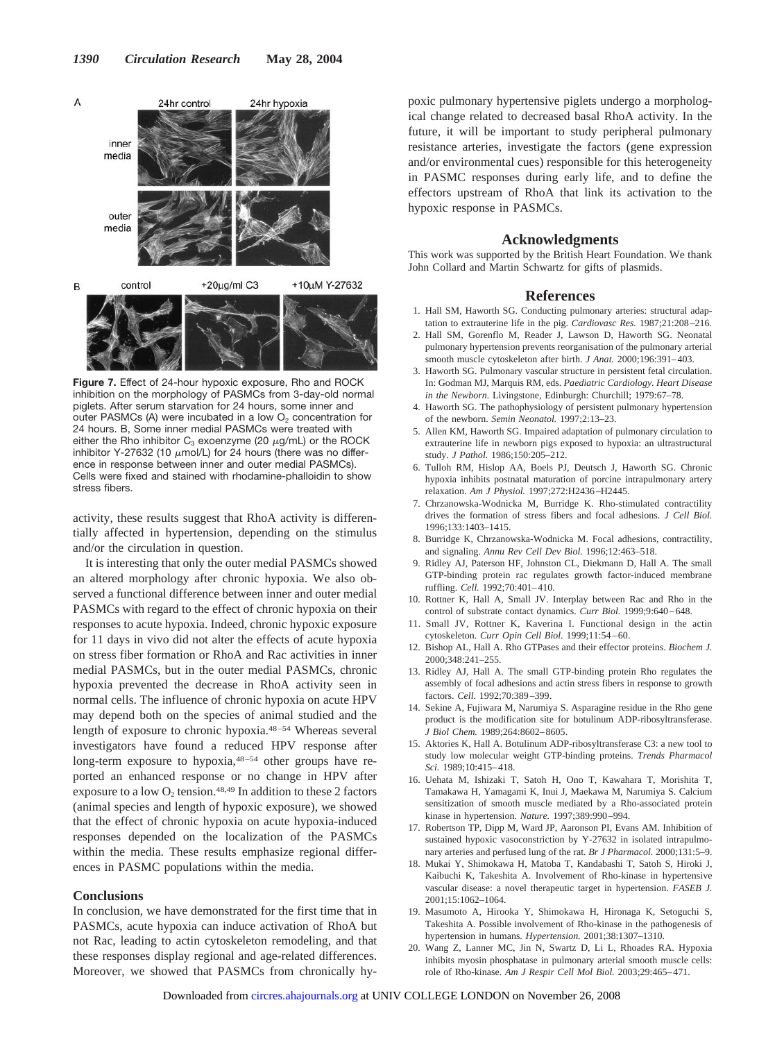**Figure 7.** Effect of 24-hour hypoxic exposure, Rho and ROCK inhibition on the morphology of PASMCs from 3-day-old normal piglets. After serum starvation for 24 hours, some inner and outer PASMCs (A) were incubated in a low $O_2$ concentration for 24 hours. B, Some inner medial PASMCs were treated with either the Rho inhibitor $C_3$ exoenzyme (20 $\mu$g/mL) or the ROCK inhibitor Y-27632 (10 $\mu$mol/L) for 24 hours (there was no difference in response between inner and outer medial PASMCs). Cells were fixed and stained with rhodamine-phalloidin to show stress fibers.

activity, these results suggest that RhoA activity is differentially affected in hypertension, depending on the stimulus and/or the circulation in question.

It is interesting that only the outer medial PASMCs showed an altered morphology after chronic hypoxia. We also observed a functional difference between inner and outer medial PASMCs with regard to the effect of chronic hypoxia on their responses to acute hypoxia. Indeed, chronic hypoxic exposure for 11 days in vivo did not alter the effects of acute hypoxia on stress fiber formation or RhoA and Rac activities in inner medial PASMCs, but in the outer medial PASMCs, chronic hypoxia prevented the decrease in RhoA activity seen in normal cells. The influence of chronic hypoxia on acute HPV may depend both on the species of animal studied and the length of exposure to chronic hypoxia.[48–54] Whereas several investigators have found a reduced HPV response after long-term exposure to hypoxia,[48–54] other groups have reported an enhanced response or no change in HPV after exposure to a low $O_2$ tension.[48,49] In addition to these 2 factors (animal species and length of hypoxic exposure), we showed that the effect of chronic hypoxia on acute hypoxia-induced responses depended on the localization of the PASMCs within the media. These results emphasize regional differences in PASMC populations within the media.

## Conclusions

In conclusion, we have demonstrated for the first time that in PASMCs, acute hypoxia can induce activation of RhoA but not Rac, leading to actin cytoskeleton remodeling, and that these responses display regional and age-related differences. Moreover, we showed that PASMCs from chronically hypoxic pulmonary hypertensive piglets undergo a morphological change related to decreased basal RhoA activity. In the future, it will be important to study peripheral pulmonary resistance arteries, investigate the factors (gene expression and/or environmental cues) responsible for this heterogeneity in PASMC responses during early life, and to define the effectors upstream of RhoA that link its activation to the hypoxic response in PASMCs.

## Acknowledgments

This work was supported by the British Heart Foundation. We thank John Collard and Martin Schwartz for gifts of plasmids.

## References

1. Hall SM, Haworth SG. Conducting pulmonary arteries: structural adaptation to extrauterine life in the pig. *Cardiovasc Res.* 1987;21:208–216.
2. Hall SM, Gorenflo M, Reader J, Lawson D, Haworth SG. Neonatal pulmonary hypertension prevents reorganisation of the pulmonary arterial smooth muscle cytoskeleton after birth. *J Anat.* 2000;196:391–403.
3. Haworth SG. Pulmonary vascular structure in persistent fetal circulation. In: Godman MJ, Marquis RM, eds. *Paediatric Cardiology. Heart Disease in the Newborn.* Livingstone, Edinburgh: Churchill; 1979:67–78.
4. Haworth SG. The pathophysiology of persistent pulmonary hypertension of the newborn. *Semin Neonatol.* 1997;2:13–23.
5. Allen KM, Haworth SG. Impaired adaptation of pulmonary circulation to extrauterine life in newborn pigs exposed to hypoxia: an ultrastructural study. *J Pathol.* 1986;150:205–212.
6. Tulloh RM, Hislop AA, Boels PJ, Deutsch J, Haworth SG. Chronic hypoxia inhibits postnatal maturation of porcine intrapulmonary artery relaxation. *Am J Physiol.* 1997;272:H2436–H2445.
7. Chrzanowska-Wodnicka M, Burridge K. Rho-stimulated contractility drives the formation of stress fibers and focal adhesions. *J Cell Biol.* 1996;133:1403–1415.
8. Burridge K, Chrzanowska-Wodnicka M. Focal adhesions, contractility, and signaling. *Annu Rev Cell Dev Biol.* 1996;12:463–518.
9. Ridley AJ, Paterson HF, Johnston CL, Diekmann D, Hall A. The small GTP-binding protein rac regulates growth factor-induced membrane ruffling. *Cell.* 1992;70:401–410.
10. Rottner K, Hall A, Small JV. Interplay between Rac and Rho in the control of substrate contact dynamics. *Curr Biol.* 1999;9:640–648.
11. Small JV, Rottner K, Kaverina I. Functional design in the actin cytoskeleton. *Curr Opin Cell Biol.* 1999;11:54–60.
12. Bishop AL, Hall A. Rho GTPases and their effector proteins. *Biochem J.* 2000;348:241–255.
13. Ridley AJ, Hall A. The small GTP-binding protein Rho regulates the assembly of focal adhesions and actin stress fibers in response to growth factors. *Cell.* 1992;70:389–399.
14. Sekine A, Fujiwara M, Narumiya S. Asparagine residue in the Rho gene product is the modification site for botulinum ADP-ribosyltransferase. *J Biol Chem.* 1989;264:8602–8605.
15. Aktories K, Hall A. Botulinum ADP-ribosyltransferase C3: a new tool to study low molecular weight GTP-binding proteins. *Trends Pharmacol Sci.* 1989;10:415–418.
16. Uehata M, Ishizaki T, Satoh H, Ono T, Kawahara T, Morishita T, Tamakawa H, Yamagami K, Inui J, Maekawa M, Narumiya S. Calcium sensitization of smooth muscle mediated by a Rho-associated protein kinase in hypertension. *Nature.* 1997;389:990–994.
17. Robertson TP, Dipp M, Ward JP, Aaronson PI, Evans AM. Inhibition of sustained hypoxic vasoconstriction by Y-27632 in isolated intrapulmonary arteries and perfused lung of the rat. *Br J Pharmacol.* 2000;131:5–9.
18. Mukai Y, Shimokawa H, Matoba T, Kandabashi T, Satoh S, Hiroki J, Kaibuchi K, Takeshita A. Involvement of Rho-kinase in hypertensive vascular disease: a novel therapeutic target in hypertension. *FASEB J.* 2001;15:1062–1064.
19. Masumoto A, Hirooka Y, Shimokawa H, Hironaga K, Setoguchi S, Takeshita A. Possible involvement of Rho-kinase in the pathogenesis of hypertension in humans. *Hypertension.* 2001;38:1307–1310.
20. Wang Z, Lanner MC, Jin N, Swartz D, Li L, Rhoades RA. Hypoxia inhibits myosin phosphatase in pulmonary arterial smooth muscle cells: role of Rho-kinase. *Am J Respir Cell Mol Biol.* 2003;29:465–471.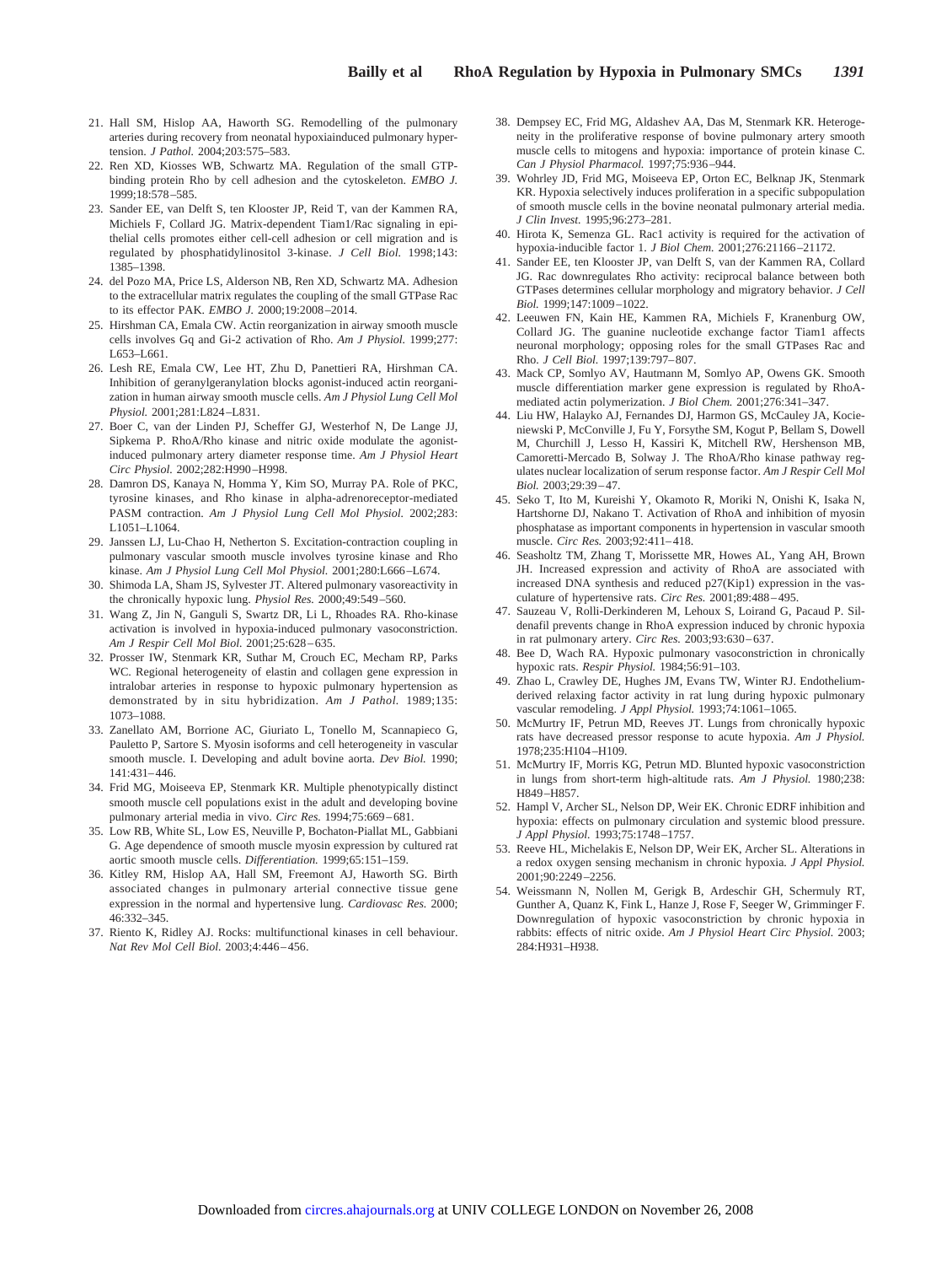21. Hall SM, Hislop AA, Haworth SG. Remodelling of the pulmonary arteries during recovery from neonatal hypoxiainduced pulmonary hypertension. *J Pathol.* 2004;203:575–583.
22. Ren XD, Kiosses WB, Schwartz MA. Regulation of the small GTP-binding protein Rho by cell adhesion and the cytoskeleton. *EMBO J.* 1999;18:578–585.
23. Sander EE, van Delft S, ten Klooster JP, Reid T, van der Kammen RA, Michiels F, Collard JG. Matrix-dependent Tiam1/Rac signaling in epithelial cells promotes either cell-cell adhesion or cell migration and is regulated by phosphatidylinositol 3-kinase. *J Cell Biol.* 1998;143: 1385–1398.
24. del Pozo MA, Price LS, Alderson NB, Ren XD, Schwartz MA. Adhesion to the extracellular matrix regulates the coupling of the small GTPase Rac to its effector PAK. *EMBO J.* 2000;19:2008–2014.
25. Hirshman CA, Emala CW. Actin reorganization in airway smooth muscle cells involves Gq and Gi-2 activation of Rho. *Am J Physiol.* 1999;277: L653–L661.
26. Lesh RE, Emala CW, Lee HT, Zhu D, Panettieri RA, Hirshman CA. Inhibition of geranylgeranylation blocks agonist-induced actin reorganization in human airway smooth muscle cells. *Am J Physiol Lung Cell Mol Physiol.* 2001;281:L824–L831.
27. Boer C, van der Linden PJ, Scheffer GJ, Westerhof N, De Lange JJ, Sipkema P. RhoA/Rho kinase and nitric oxide modulate the agonist-induced pulmonary artery diameter response time. *Am J Physiol Heart Circ Physiol.* 2002;282:H990–H998.
28. Damron DS, Kanaya N, Homma Y, Kim SO, Murray PA. Role of PKC, tyrosine kinases, and Rho kinase in alpha-adrenoreceptor-mediated PASM contraction. *Am J Physiol Lung Cell Mol Physiol.* 2002;283: L1051–L1064.
29. Janssen LJ, Lu-Chao H, Netherton S. Excitation-contraction coupling in pulmonary vascular smooth muscle involves tyrosine kinase and Rho kinase. *Am J Physiol Lung Cell Mol Physiol.* 2001;280:L666–L674.
30. Shimoda LA, Sham JS, Sylvester JT. Altered pulmonary vasoreactivity in the chronically hypoxic lung. *Physiol Res.* 2000;49:549–560.
31. Wang Z, Jin N, Ganguli S, Swartz DR, Li L, Rhoades RA. Rho-kinase activation is involved in hypoxia-induced pulmonary vasoconstriction. *Am J Respir Cell Mol Biol.* 2001;25:628–635.
32. Prosser IW, Stenmark KR, Suthar M, Crouch EC, Mecham RP, Parks WC. Regional heterogeneity of elastin and collagen gene expression in intralobar arteries in response to hypoxic pulmonary hypertension as demonstrated by in situ hybridization. *Am J Pathol.* 1989;135: 1073–1088.
33. Zanellato AM, Borrione AC, Giuriato L, Tonello M, Scannapieco G, Pauletto P, Sartore S. Myosin isoforms and cell heterogeneity in vascular smooth muscle. I. Developing and adult bovine aorta. *Dev Biol.* 1990; 141:431–446.
34. Frid MG, Moiseeva EP, Stenmark KR. Multiple phenotypically distinct smooth muscle cell populations exist in the adult and developing bovine pulmonary arterial media in vivo. *Circ Res.* 1994;75:669–681.
35. Low RB, White SL, Low ES, Neuville P, Bochaton-Piallat ML, Gabbiani G. Age dependence of smooth muscle myosin expression by cultured rat aortic smooth muscle cells. *Differentiation.* 1999;65:151–159.
36. Kitley RM, Hislop AA, Hall SM, Freemont AJ, Haworth SG. Birth associated changes in pulmonary arterial connective tissue gene expression in the normal and hypertensive lung. *Cardiovasc Res.* 2000; 46:332–345.
37. Riento K, Ridley AJ. Rocks: multifunctional kinases in cell behaviour. *Nat Rev Mol Cell Biol.* 2003;4:446–456.
38. Dempsey EC, Frid MG, Aldashev AA, Das M, Stenmark KR. Heterogeneity in the proliferative response of bovine pulmonary artery smooth muscle cells to mitogens and hypoxia: importance of protein kinase C. *Can J Physiol Pharmacol.* 1997;75:936–944.
39. Wohrley JD, Frid MG, Moiseeva EP, Orton EC, Belknap JK, Stenmark KR. Hypoxia selectively induces proliferation in a specific subpopulation of smooth muscle cells in the bovine neonatal pulmonary arterial media. *J Clin Invest.* 1995;96:273–281.
40. Hirota K, Semenza GL. Rac1 activity is required for the activation of hypoxia-inducible factor 1. *J Biol Chem.* 2001;276:21166–21172.
41. Sander EE, ten Klooster JP, van Delft S, van der Kammen RA, Collard JG. Rac downregulates Rho activity: reciprocal balance between both GTPases determines cellular morphology and migratory behavior. *J Cell Biol.* 1999;147:1009–1022.
42. Leeuwen FN, Kain HE, Kammen RA, Michiels F, Kranenburg OW, Collard JG. The guanine nucleotide exchange factor Tiam1 affects neuronal morphology; opposing roles for the small GTPases Rac and Rho. *J Cell Biol.* 1997;139:797–807.
43. Mack CP, Somlyo AV, Hautmann M, Somlyo AP, Owens GK. Smooth muscle differentiation marker gene expression is regulated by RhoA-mediated actin polymerization. *J Biol Chem.* 2001;276:341–347.
44. Liu HW, Halayko AJ, Fernandes DJ, Harmon GS, McCauley JA, Kocieniewski P, McConville J, Fu Y, Forsythe SM, Kogut P, Bellam S, Dowell M, Churchill J, Lesso H, Kassiri K, Mitchell RW, Hershenson MB, Camoretti-Mercado B, Solway J. The RhoA/Rho kinase pathway regulates nuclear localization of serum response factor. *Am J Respir Cell Mol Biol.* 2003;29:39–47.
45. Seko T, Ito M, Kureishi Y, Okamoto R, Moriki N, Onishi K, Isaka N, Hartshorne DJ, Nakano T. Activation of RhoA and inhibition of myosin phosphatase as important components in hypertension in vascular smooth muscle. *Circ Res.* 2003;92:411–418.
46. Seasholtz TM, Zhang T, Morissette MR, Howes AL, Yang AH, Brown JH. Increased expression and activity of RhoA are associated with increased DNA synthesis and reduced p27(Kip1) expression in the vasculature of hypertensive rats. *Circ Res.* 2001;89:488–495.
47. Sauzeau V, Rolli-Derkinderen M, Lehoux S, Loirand G, Pacaud P. Sildenafil prevents change in RhoA expression induced by chronic hypoxia in rat pulmonary artery. *Circ Res.* 2003;93:630–637.
48. Bee D, Wach RA. Hypoxic pulmonary vasoconstriction in chronically hypoxic rats. *Respir Physiol.* 1984;56:91–103.
49. Zhao L, Crawley DE, Hughes JM, Evans TW, Winter RJ. Endothelium-derived relaxing factor activity in rat lung during hypoxic pulmonary vascular remodeling. *J Appl Physiol.* 1993;74:1061–1065.
50. McMurtry IF, Petrun MD, Reeves JT. Lungs from chronically hypoxic rats have decreased pressor response to acute hypoxia. *Am J Physiol.* 1978;235:H104–H109.
51. McMurtry IF, Morris KG, Petrun MD. Blunted hypoxic vasoconstriction in lungs from short-term high-altitude rats. *Am J Physiol.* 1980;238: H849–H857.
52. Hampl V, Archer SL, Nelson DP, Weir EK. Chronic EDRF inhibition and hypoxia: effects on pulmonary circulation and systemic blood pressure. *J Appl Physiol.* 1993;75:1748–1757.
53. Reeve HL, Michelakis E, Nelson DP, Weir EK, Archer SL. Alterations in a redox oxygen sensing mechanism in chronic hypoxia. *J Appl Physiol.* 2001;90:2249–2256.
54. Weissmann N, Nollen M, Gerigk B, Ardeschir GH, Schermuly RT, Gunther A, Quanz K, Fink L, Hanze J, Rose F, Seeger W, Grimminger F. Downregulation of hypoxic vasoconstriction by chronic hypoxia in rabbits: effects of nitric oxide. *Am J Physiol Heart Circ Physiol.* 2003; 284:H931–H938.